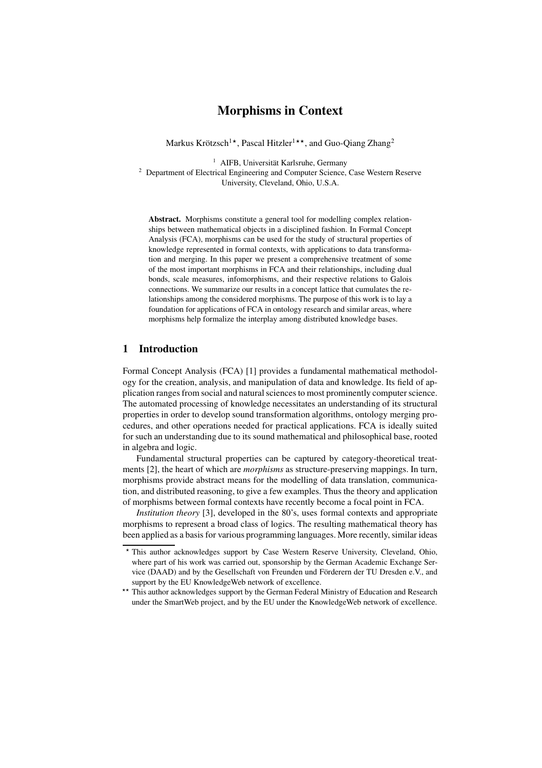# Morphisms in Context

Markus Krötzsch[1]*, Pascal Hitzler[1]**, and Guo-Qiang Zhang[2]

[1] AIFB, Universität Karlsruhe, Germany
[2] Department of Electrical Engineering and Computer Science, Case Western Reserve University, Cleveland, Ohio, U.S.A.

**Abstract.** Morphisms constitute a general tool for modelling complex relationships between mathematical objects in a disciplined fashion. In Formal Concept Analysis (FCA), morphisms can be used for the study of structural properties of knowledge represented in formal contexts, with applications to data transformation and merging. In this paper we present a comprehensive treatment of some of the most important morphisms in FCA and their relationships, including dual bonds, scale measures, infomorphisms, and their respective relations to Galois connections. We summarize our results in a concept lattice that cumulates the relationships among the considered morphisms. The purpose of this work is to lay a foundation for applications of FCA in ontology research and similar areas, where morphisms help formalize the interplay among distributed knowledge bases.

## 1 Introduction

Formal Concept Analysis (FCA) [1] provides a fundamental mathematical methodology for the creation, analysis, and manipulation of data and knowledge. Its field of application ranges from social and natural sciences to most prominently computer science. The automated processing of knowledge necessitates an understanding of its structural properties in order to develop sound transformation algorithms, ontology merging procedures, and other operations needed for practical applications. FCA is ideally suited for such an understanding due to its sound mathematical and philosophical base, rooted in algebra and logic.

Fundamental structural properties can be captured by category-theoretical treatments [2], the heart of which are *morphisms* as structure-preserving mappings. In turn, morphisms provide abstract means for the modelling of data translation, communication, and distributed reasoning, to give a few examples. Thus the theory and application of morphisms between formal contexts have recently become a focal point in FCA.

*Institution theory* [3], developed in the 80's, uses formal contexts and appropriate morphisms to represent a broad class of logics. The resulting mathematical theory has been applied as a basis for various programming languages. More recently, similar ideas

---

* This author acknowledges support by Case Western Reserve University, Cleveland, Ohio, where part of his work was carried out, sponsorship by the German Academic Exchange Service (DAAD) and by the Gesellschaft von Freunden und Förderern der TU Dresden e.V., and support by the EU KnowledgeWeb network of excellence.

** This author acknowledges support by the German Federal Ministry of Education and Research under the SmartWeb project, and by the EU under the KnowledgeWeb network of excellence.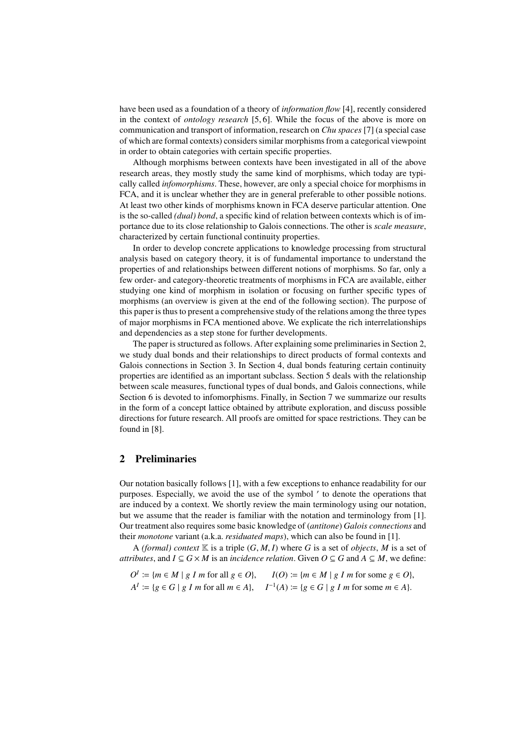have been used as a foundation of a theory of *information flow* [4], recently considered in the context of *ontology research* [5, 6]. While the focus of the above is more on communication and transport of information, research on *Chu spaces* [7] (a special case of which are formal contexts) considers similar morphisms from a categorical viewpoint in order to obtain categories with certain specific properties.

Although morphisms between contexts have been investigated in all of the above research areas, they mostly study the same kind of morphisms, which today are typically called *infomorphisms*. These, however, are only a special choice for morphisms in FCA, and it is unclear whether they are in general preferable to other possible notions. At least two other kinds of morphisms known in FCA deserve particular attention. One is the so-called *(dual) bond*, a specific kind of relation between contexts which is of importance due to its close relationship to Galois connections. The other is *scale measure*, characterized by certain functional continuity properties.

In order to develop concrete applications to knowledge processing from structural analysis based on category theory, it is of fundamental importance to understand the properties of and relationships between different notions of morphisms. So far, only a few order- and category-theoretic treatments of morphisms in FCA are available, either studying one kind of morphism in isolation or focusing on further specific types of morphisms (an overview is given at the end of the following section). The purpose of this paper is thus to present a comprehensive study of the relations among the three types of major morphisms in FCA mentioned above. We explicate the rich interrelationships and dependencies as a step stone for further developments.

The paper is structured as follows. After explaining some preliminaries in Section 2, we study dual bonds and their relationships to direct products of formal contexts and Galois connections in Section 3. In Section 4, dual bonds featuring certain continuity properties are identified as an important subclass. Section 5 deals with the relationship between scale measures, functional types of dual bonds, and Galois connections, while Section 6 is devoted to infomorphisms. Finally, in Section 7 we summarize our results in the form of a concept lattice obtained by attribute exploration, and discuss possible directions for future research. All proofs are omitted for space restrictions. They can be found in [8].

## 2 Preliminaries

Our notation basically follows [1], with a few exceptions to enhance readability for our purposes. Especially, we avoid the use of the symbol $'$ to denote the operations that are induced by a context. We shortly review the main terminology using our notation, but we assume that the reader is familiar with the notation and terminology from [1]. Our treatment also requires some basic knowledge of (*antitone*) *Galois connections* and their *monotone* variant (a.k.a. *residuated maps*), which can also be found in [1].

A *(formal) context* $\mathbb{K}$ is a triple $(G, M, I)$ where $G$ is a set of *objects*, $M$ is a set of *attributes*, and $I \subseteq G \times M$ is an *incidence relation*. Given $O \subseteq G$ and $A \subseteq M$, we define:

$$O^I := \{m \in M \mid g\ I\ m \text{ for all } g \in O\}, \qquad I(O) := \{m \in M \mid g\ I\ m \text{ for some } g \in O\},$$
$$A^I := \{g \in G \mid g\ I\ m \text{ for all } m \in A\}, \qquad I^{-1}(A) := \{g \in G \mid g\ I\ m \text{ for some } m \in A\}.$$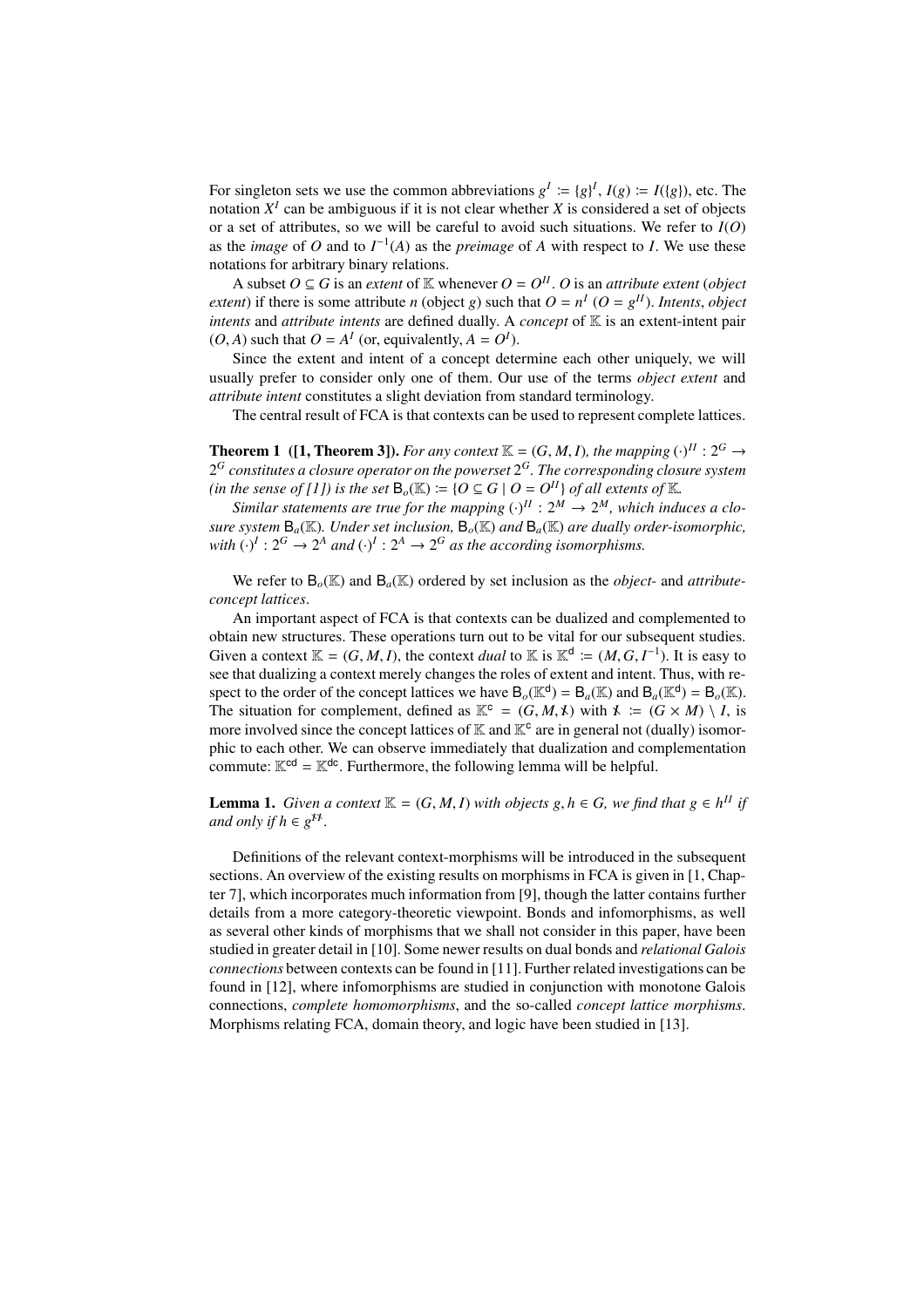For singleton sets we use the common abbreviations $g^I := \{g\}^I$, $I(g) := I(\{g\})$, etc. The notation $X^I$ can be ambiguous if it is not clear whether $X$ is considered a set of objects or a set of attributes, so we will be careful to avoid such situations. We refer to $I(O)$ as the *image* of $O$ and to $I^{-1}(A)$ as the *preimage* of $A$ with respect to $I$. We use these notations for arbitrary binary relations.

A subset $O \subseteq G$ is an *extent* of $\mathbb{K}$ whenever $O = O^{II}$. $O$ is an *attribute extent* (*object extent*) if there is some attribute $n$ (object $g$) such that $O = n^I$ ($O = g^{II}$). *Intents*, *object intents* and *attribute intents* are defined dually. A *concept* of $\mathbb{K}$ is an extent-intent pair $(O, A)$ such that $O = A^I$ (or, equivalently, $A = O^I$).

Since the extent and intent of a concept determine each other uniquely, we will usually prefer to consider only one of them. Our use of the terms *object extent* and *attribute intent* constitutes a slight deviation from standard terminology.

The central result of FCA is that contexts can be used to represent complete lattices.

**Theorem 1 ([1, Theorem 3]).** *For any context $\mathbb{K} = (G, M, I)$, the mapping $(\cdot)^{II} : 2^G \to 2^G$ constitutes a closure operator on the powerset $2^G$. The corresponding closure system (in the sense of [1]) is the set $\mathsf{B}_o(\mathbb{K}) := \{O \subseteq G \mid O = O^{II}\}$ of all extents of $\mathbb{K}$.*

*Similar statements are true for the mapping $(\cdot)^{II} : 2^M \to 2^M$, which induces a closure system $\mathsf{B}_a(\mathbb{K})$. Under set inclusion, $\mathsf{B}_o(\mathbb{K})$ and $\mathsf{B}_a(\mathbb{K})$ are dually order-isomorphic, with $(\cdot)^I : 2^G \to 2^A$ and $(\cdot)^I : 2^A \to 2^G$ as the according isomorphisms.*

We refer to $\mathsf{B}_o(\mathbb{K})$ and $\mathsf{B}_a(\mathbb{K})$ ordered by set inclusion as the *object-* and *attribute-concept lattices*.

An important aspect of FCA is that contexts can be dualized and complemented to obtain new structures. These operations turn out to be vital for our subsequent studies. Given a context $\mathbb{K} = (G, M, I)$, the context *dual* to $\mathbb{K}$ is $\mathbb{K}^{\mathsf{d}} := (M, G, I^{-1})$. It is easy to see that dualizing a context merely changes the roles of extent and intent. Thus, with respect to the order of the concept lattices we have $\mathsf{B}_o(\mathbb{K}^{\mathsf{d}}) = \mathsf{B}_a(\mathbb{K})$ and $\mathsf{B}_a(\mathbb{K}^{\mathsf{d}}) = \mathsf{B}_o(\mathbb{K})$. The situation for complement, defined as $\mathbb{K}^{\mathsf{c}} = (G, M, \not{I})$ with $\not{I} := (G \times M) \setminus I$, is more involved since the concept lattices of $\mathbb{K}$ and $\mathbb{K}^{\mathsf{c}}$ are in general not (dually) isomorphic to each other. We can observe immediately that dualization and complementation commute: $\mathbb{K}^{\mathsf{cd}} = \mathbb{K}^{\mathsf{dc}}$. Furthermore, the following lemma will be helpful.

**Lemma 1.** *Given a context $\mathbb{K} = (G, M, I)$ with objects $g, h \in G$, we find that $g \in h^{II}$ if and only if $h \in g^{\not{I}\not{I}}$.*

Definitions of the relevant context-morphisms will be introduced in the subsequent sections. An overview of the existing results on morphisms in FCA is given in [1, Chapter 7], which incorporates much information from [9], though the latter contains further details from a more category-theoretic viewpoint. Bonds and infomorphisms, as well as several other kinds of morphisms that we shall not consider in this paper, have been studied in greater detail in [10]. Some newer results on dual bonds and *relational Galois connections* between contexts can be found in [11]. Further related investigations can be found in [12], where infomorphisms are studied in conjunction with monotone Galois connections, *complete homomorphisms*, and the so-called *concept lattice morphisms*. Morphisms relating FCA, domain theory, and logic have been studied in [13].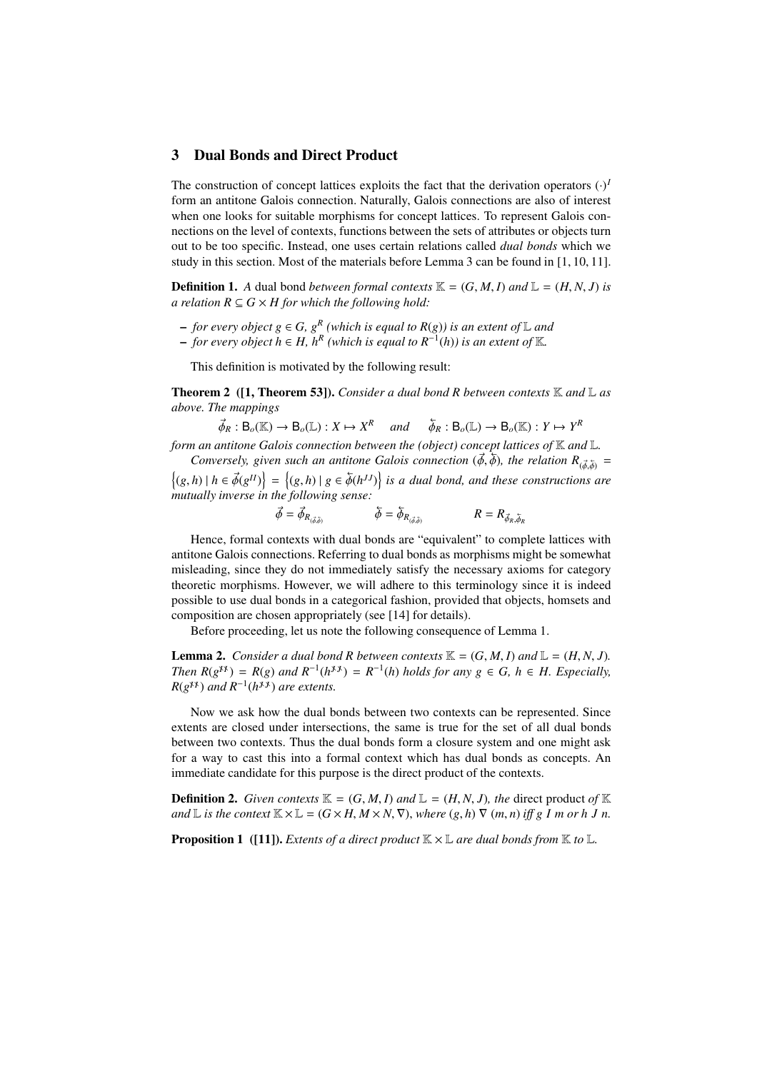## 3 Dual Bonds and Direct Product

The construction of concept lattices exploits the fact that the derivation operators $(\cdot)^I$ form an antitone Galois connection. Naturally, Galois connections are also of interest when one looks for suitable morphisms for concept lattices. To represent Galois connections on the level of contexts, functions between the sets of attributes or objects turn out to be too specific. Instead, one uses certain relations called *dual bonds* which we study in this section. Most of the materials before Lemma 3 can be found in [1, 10, 11].

**Definition 1.** *A* dual bond *between formal contexts $\mathbb{K} = (G, M, I)$ and $\mathbb{L} = (H, N, J)$ is a relation $R \subseteq G \times H$ for which the following hold:*

- *for every object $g \in G$, $g^R$ (which is equal to $R(g)$) is an extent of $\mathbb{L}$ and*
- *for every object $h \in H$, $h^R$ (which is equal to $R^{-1}(h)$) is an extent of $\mathbb{K}$.*

This definition is motivated by the following result:

**Theorem 2 ([1, Theorem 53]).** *Consider a dual bond $R$ between contexts $\mathbb{K}$ and $\mathbb{L}$ as above. The mappings*

$$\vec{\phi}_R : \mathsf{B}_o(\mathbb{K}) \to \mathsf{B}_o(\mathbb{L}) : X \mapsto X^R \quad \text{and} \quad \overleftarrow{\phi}_R : \mathsf{B}_o(\mathbb{L}) \to \mathsf{B}_o(\mathbb{K}) : Y \mapsto Y^R$$

*form an antitone Galois connection between the (object) concept lattices of $\mathbb{K}$ and $\mathbb{L}$.*

*Conversely, given such an antitone Galois connection $(\vec{\phi}, \overleftarrow{\phi})$, the relation $R_{(\vec{\phi},\overleftarrow{\phi})} = \left\{(g,h) \mid h \in \vec{\phi}(g^{II})\right\} = \left\{(g,h) \mid g \in \overleftarrow{\phi}(h^{JJ})\right\}$ is a dual bond, and these constructions are mutually inverse in the following sense:*

$$\vec{\phi} = \vec{\phi}_{R_{(\vec{\phi},\overleftarrow{\phi})}} \qquad \overleftarrow{\phi} = \overleftarrow{\phi}_{R_{(\vec{\phi},\overleftarrow{\phi})}} \qquad R = R_{\vec{\phi}_R,\overleftarrow{\phi}_R}$$

Hence, formal contexts with dual bonds are "equivalent" to complete lattices with antitone Galois connections. Referring to dual bonds as morphisms might be somewhat misleading, since they do not immediately satisfy the necessary axioms for category theoretic morphisms. However, we will adhere to this terminology since it is indeed possible to use dual bonds in a categorical fashion, provided that objects, homsets and composition are chosen appropriately (see [14] for details).

Before proceeding, let us note the following consequence of Lemma 1.

**Lemma 2.** *Consider a dual bond $R$ between contexts $\mathbb{K} = (G, M, I)$ and $\mathbb{L} = (H, N, J)$. Then $R(g^{\sharp\sharp}) = R(g)$ and $R^{-1}(h^{\sharp\sharp}) = R^{-1}(h)$ holds for any $g \in G$, $h \in H$. Especially, $R(g^{\sharp\sharp})$ and $R^{-1}(h^{\sharp\sharp})$ are extents.*

Now we ask how the dual bonds between two contexts can be represented. Since extents are closed under intersections, the same is true for the set of all dual bonds between two contexts. Thus the dual bonds form a closure system and one might ask for a way to cast this into a formal context which has dual bonds as concepts. An immediate candidate for this purpose is the direct product of the contexts.

**Definition 2.** *Given contexts $\mathbb{K} = (G, M, I)$ and $\mathbb{L} = (H, N, J)$, the* direct product *of $\mathbb{K}$ and $\mathbb{L}$ is the context $\mathbb{K} \times \mathbb{L} = (G \times H, M \times N, \nabla)$, where $(g, h) \nabla (m, n)$ iff $g\ I\ m$ or $h\ J\ n$.*

**Proposition 1 ([11]).** *Extents of a direct product $\mathbb{K} \times \mathbb{L}$ are dual bonds from $\mathbb{K}$ to $\mathbb{L}$.*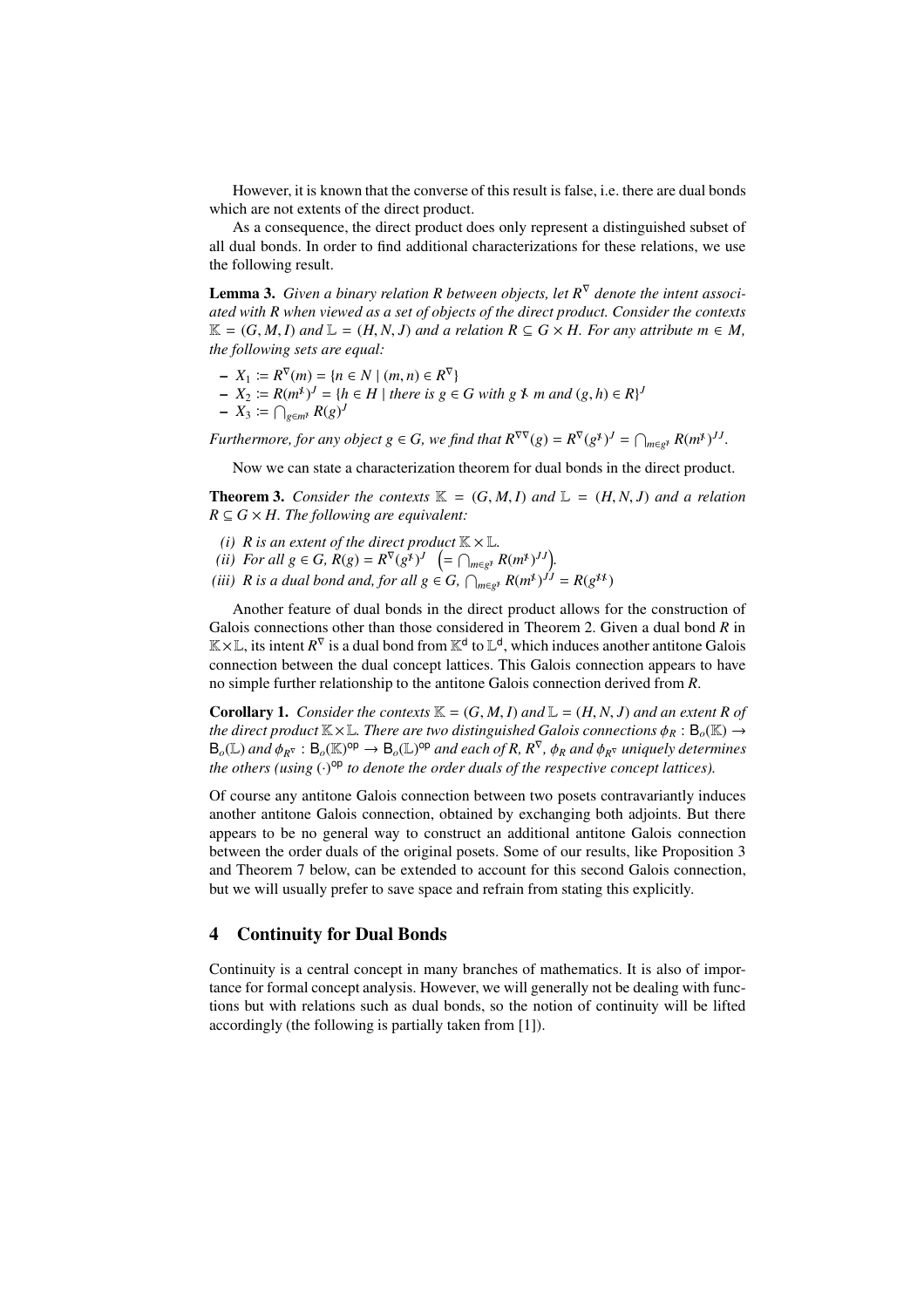However, it is known that the converse of this result is false, i.e. there are dual bonds which are not extents of the direct product.

As a consequence, the direct product does only represent a distinguished subset of all dual bonds. In order to find additional characterizations for these relations, we use the following result.

**Lemma 3.** *Given a binary relation $R$ between objects, let $R^\nabla$ denote the intent associated with $R$ when viewed as a set of objects of the direct product. Consider the contexts $\mathbb{K} = (G, M, I)$ and $\mathbb{L} = (H, N, J)$ and a relation $R \subseteq G \times H$. For any attribute $m \in M$, the following sets are equal:*

- $X_1 := R^\nabla(m) = \{n \in N \mid (m, n) \in R^\nabla\}$
- $X_2 := R(m^{\not I})^J = \{h \in H \mid \text{there is } g \in G \text{ with } g \not I\, m \text{ and } (g, h) \in R\}^J$
- $X_3 := \bigcap_{g \in m^{\not I}} R(g)^J$

*Furthermore, for any object $g \in G$, we find that $R^{\nabla\nabla}(g) = R^\nabla(g^{\not I})^J = \bigcap_{m \in g^{\not I}} R(m^{\not I})^{JJ}$.*

Now we can state a characterization theorem for dual bonds in the direct product.

**Theorem 3.** *Consider the contexts $\mathbb{K} = (G, M, I)$ and $\mathbb{L} = (H, N, J)$ and a relation $R \subseteq G \times H$. The following are equivalent:*

*(i) $R$ is an extent of the direct product $\mathbb{K} \times \mathbb{L}$.*
*(ii) For all $g \in G$, $R(g) = R^\nabla(g^{\not I})^J \; \left(= \bigcap_{m \in g^{\not I}} R(m^{\not I})^{JJ}\right)$.*
*(iii) $R$ is a dual bond and, for all $g \in G$, $\bigcap_{m \in g^{\not I}} R(m^{\not I})^{JJ} = R(g^{\not I \not I})$*

Another feature of dual bonds in the direct product allows for the construction of Galois connections other than those considered in Theorem 2. Given a dual bond $R$ in $\mathbb{K} \times \mathbb{L}$, its intent $R^\nabla$ is a dual bond from $\mathbb{K}^\mathsf{d}$ to $\mathbb{L}^\mathsf{d}$, which induces another antitone Galois connection between the dual concept lattices. This Galois connection appears to have no simple further relationship to the antitone Galois connection derived from $R$.

**Corollary 1.** *Consider the contexts $\mathbb{K} = (G, M, I)$ and $\mathbb{L} = (H, N, J)$ and an extent $R$ of the direct product $\mathbb{K} \times \mathbb{L}$. There are two distinguished Galois connections $\phi_R : \mathsf{B}_o(\mathbb{K}) \to \mathsf{B}_o(\mathbb{L})$ and $\phi_{R^\nabla} : \mathsf{B}_o(\mathbb{K})^{\mathsf{op}} \to \mathsf{B}_o(\mathbb{L})^{\mathsf{op}}$ and each of $R$, $R^\nabla$, $\phi_R$ and $\phi_{R^\nabla}$ uniquely determines the others (using $(\cdot)^{\mathsf{op}}$ to denote the order duals of the respective concept lattices).*

Of course any antitone Galois connection between two posets contravariantly induces another antitone Galois connection, obtained by exchanging both adjoints. But there appears to be no general way to construct an additional antitone Galois connection between the order duals of the original posets. Some of our results, like Proposition 3 and Theorem 7 below, can be extended to account for this second Galois connection, but we will usually prefer to save space and refrain from stating this explicitly.

## 4 Continuity for Dual Bonds

Continuity is a central concept in many branches of mathematics. It is also of importance for formal concept analysis. However, we will generally not be dealing with functions but with relations such as dual bonds, so the notion of continuity will be lifted accordingly (the following is partially taken from [1]).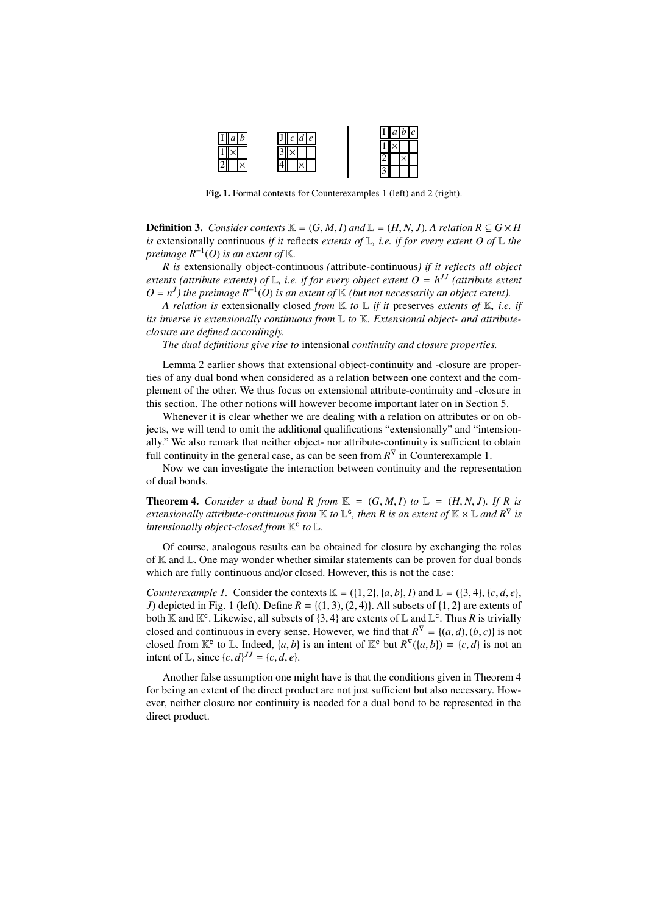| I | a | b |
|---|---|---|
| 1 | × | |
| 2 | | × |

| J | c | d | e |
|---|---|---|---|
| 3 | × | | |
| 4 | | × | |

| I | a | b | c |
|---|---|---|---|
| 1 | × | | |
| 2 | | × | |
| 3 | | | |

**Fig. 1.** Formal contexts for Counterexamples 1 (left) and 2 (right).

**Definition 3.** *Consider contexts $\mathbb{K} = (G, M, I)$ and $\mathbb{L} = (H, N, J)$. A relation $R \subseteq G \times H$ is* extensionally continuous *if it* reflects *extents of $\mathbb{L}$, i.e. if for every extent $O$ of $\mathbb{L}$ the preimage $R^{-1}(O)$ is an extent of $\mathbb{K}$.*

*$R$ is* extensionally object-continuous *(*attribute-continuous*) if it reflects all object extents (attribute extents) of $\mathbb{L}$, i.e. if for every object extent $O = h^{JJ}$ (attribute extent $O = n^{J}$) the preimage $R^{-1}(O)$ is an extent of $\mathbb{K}$ (but not necessarily an object extent).*

*A relation is* extensionally closed *from $\mathbb{K}$ to $\mathbb{L}$ if it* preserves *extents of $\mathbb{K}$, i.e. if its inverse is extensionally continuous from $\mathbb{L}$ to $\mathbb{K}$. Extensional object- and attribute-closure are defined accordingly.*

*The dual definitions give rise to* intensional *continuity and closure properties.*

Lemma 2 earlier shows that extensional object-continuity and -closure are properties of any dual bond when considered as a relation between one context and the complement of the other. We thus focus on extensional attribute-continuity and -closure in this section. The other notions will however become important later on in Section 5.

Whenever it is clear whether we are dealing with a relation on attributes or on objects, we will tend to omit the additional qualifications "extensionally" and "intensionally." We also remark that neither object- nor attribute-continuity is sufficient to obtain full continuity in the general case, as can be seen from $R^{\nabla}$ in Counterexample 1.

Now we can investigate the interaction between continuity and the representation of dual bonds.

**Theorem 4.** *Consider a dual bond $R$ from $\mathbb{K} = (G, M, I)$ to $\mathbb{L} = (H, N, J)$. If $R$ is extensionally attribute-continuous from $\mathbb{K}$ to $\mathbb{L}^{\mathsf{c}}$, then $R$ is an extent of $\mathbb{K} \times \mathbb{L}$ and $R^{\nabla}$ is intensionally object-closed from $\mathbb{K}^{\mathsf{c}}$ to $\mathbb{L}$.*

Of course, analogous results can be obtained for closure by exchanging the roles of $\mathbb{K}$ and $\mathbb{L}$. One may wonder whether similar statements can be proven for dual bonds which are fully continuous and/or closed. However, this is not the case:

*Counterexample 1.* Consider the contexts $\mathbb{K} = (\{1, 2\}, \{a, b\}, I)$ and $\mathbb{L} = (\{3, 4\}, \{c, d, e\}, J)$ depicted in Fig. 1 (left). Define $R = \{(1, 3), (2, 4)\}$. All subsets of $\{1, 2\}$ are extents of both $\mathbb{K}$ and $\mathbb{K}^{\mathsf{c}}$. Likewise, all subsets of $\{3, 4\}$ are extents of $\mathbb{L}$ and $\mathbb{L}^{\mathsf{c}}$. Thus $R$ is trivially closed and continuous in every sense. However, we find that $R^{\nabla} = \{(a, d), (b, c)\}$ is not closed from $\mathbb{K}^{\mathsf{c}}$ to $\mathbb{L}$. Indeed, $\{a, b\}$ is an intent of $\mathbb{K}^{\mathsf{c}}$ but $R^{\nabla}(\{a, b\}) = \{c, d\}$ is not an intent of $\mathbb{L}$, since $\{c, d\}^{JJ} = \{c, d, e\}$.

Another false assumption one might have is that the conditions given in Theorem 4 for being an extent of the direct product are not just sufficient but also necessary. However, neither closure nor continuity is needed for a dual bond to be represented in the direct product.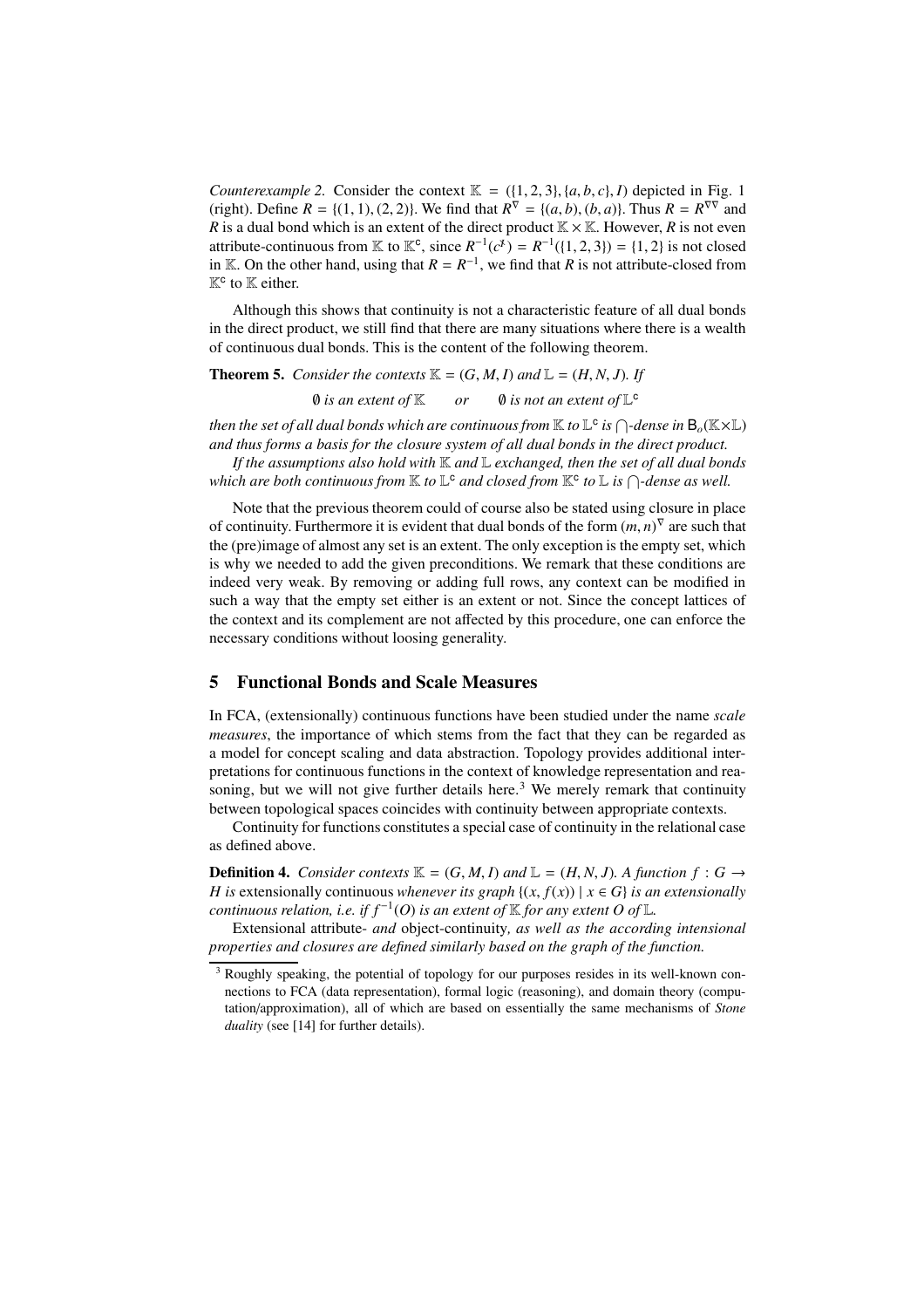*Counterexample 2.* Consider the context $\mathbb{K} = (\{1, 2, 3\}, \{a, b, c\}, I)$ depicted in Fig. 1 (right). Define $R = \{(1, 1), (2, 2)\}$. We find that $R^{\nabla} = \{(a, b), (b, a)\}$. Thus $R = R^{\nabla\nabla}$ and $R$ is a dual bond which is an extent of the direct product $\mathbb{K} \times \mathbb{K}$. However, $R$ is not even attribute-continuous from $\mathbb{K}$ to $\mathbb{K}^{\mathsf{c}}$, since $R^{-1}(c^{\not{I}}) = R^{-1}(\{1, 2, 3\}) = \{1, 2\}$ is not closed in $\mathbb{K}$. On the other hand, using that $R = R^{-1}$, we find that $R$ is not attribute-closed from $\mathbb{K}^{\mathsf{c}}$ to $\mathbb{K}$ either.

Although this shows that continuity is not a characteristic feature of all dual bonds in the direct product, we still find that there are many situations where there is a wealth of continuous dual bonds. This is the content of the following theorem.

**Theorem 5.** *Consider the contexts $\mathbb{K} = (G, M, I)$ and $\mathbb{L} = (H, N, J)$. If*

$$\emptyset \text{ is an extent of } \mathbb{K} \qquad or \qquad \emptyset \text{ is not an extent of } \mathbb{L}^{\mathsf{c}}$$

*then the set of all dual bonds which are continuous from $\mathbb{K}$ to $\mathbb{L}^{\mathsf{c}}$ is $\bigcap$-dense in $\mathsf{B}_o(\mathbb{K}\times\mathbb{L})$ and thus forms a basis for the closure system of all dual bonds in the direct product.*

*If the assumptions also hold with $\mathbb{K}$ and $\mathbb{L}$ exchanged, then the set of all dual bonds which are both continuous from $\mathbb{K}$ to $\mathbb{L}^{\mathsf{c}}$ and closed from $\mathbb{K}^{\mathsf{c}}$ to $\mathbb{L}$ is $\bigcap$-dense as well.*

Note that the previous theorem could of course also be stated using closure in place of continuity. Furthermore it is evident that dual bonds of the form $(m, n)^{\nabla}$ are such that the (pre)image of almost any set is an extent. The only exception is the empty set, which is why we needed to add the given preconditions. We remark that these conditions are indeed very weak. By removing or adding full rows, any context can be modified in such a way that the empty set either is an extent or not. Since the concept lattices of the context and its complement are not affected by this procedure, one can enforce the necessary conditions without loosing generality.

## 5 Functional Bonds and Scale Measures

In FCA, (extensionally) continuous functions have been studied under the name *scale measures*, the importance of which stems from the fact that they can be regarded as a model for concept scaling and data abstraction. Topology provides additional interpretations for continuous functions in the context of knowledge representation and reasoning, but we will not give further details here.[3] We merely remark that continuity between topological spaces coincides with continuity between appropriate contexts.

Continuity for functions constitutes a special case of continuity in the relational case as defined above.

**Definition 4.** *Consider contexts $\mathbb{K} = (G, M, I)$ and $\mathbb{L} = (H, N, J)$. A function $f : G \to H$ is* extensionally continuous *whenever its graph $\{(x, f(x)) \mid x \in G\}$ is an extensionally continuous relation, i.e. if $f^{-1}(O)$ is an extent of $\mathbb{K}$ for any extent $O$ of $\mathbb{L}$.*

*Extensional attribute- and object-continuity, as well as the according intensional properties and closures are defined similarly based on the graph of the function.*

[3] Roughly speaking, the potential of topology for our purposes resides in its well-known connections to FCA (data representation), formal logic (reasoning), and domain theory (computation/approximation), all of which are based on essentially the same mechanisms of *Stone duality* (see [14] for further details).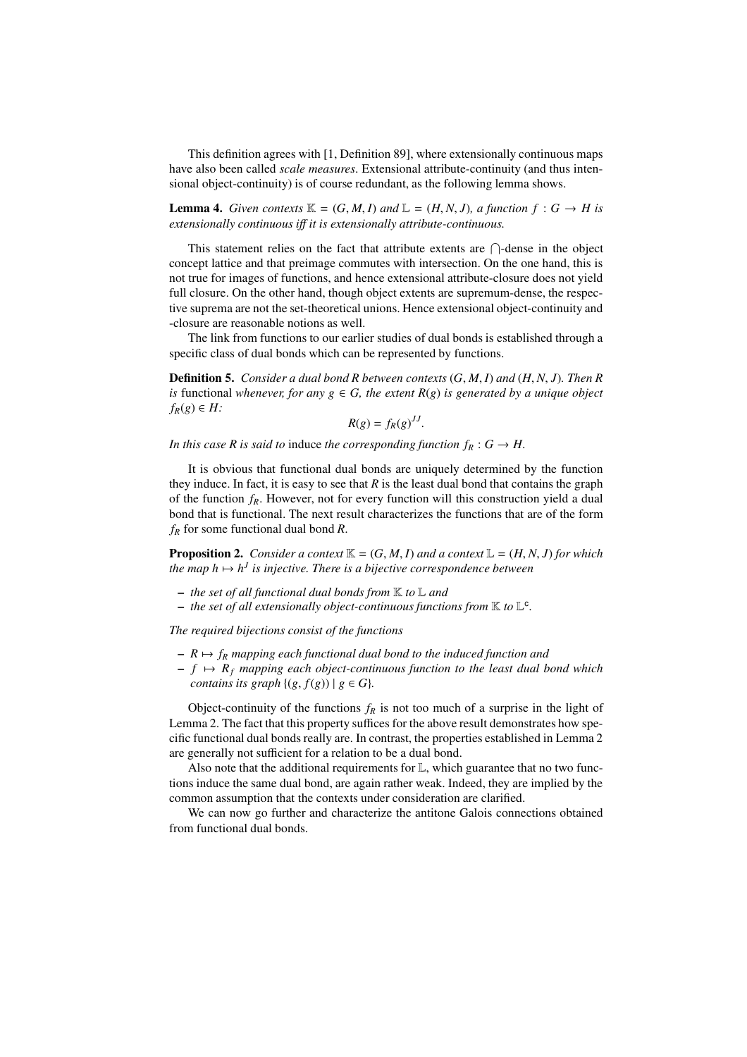This definition agrees with [1, Definition 89], where extensionally continuous maps have also been called *scale measures*. Extensional attribute-continuity (and thus intensional object-continuity) is of course redundant, as the following lemma shows.

**Lemma 4.** *Given contexts $\mathbb{K} = (G, M, I)$ and $\mathbb{L} = (H, N, J)$, a function $f : G \to H$ is extensionally continuous iff it is extensionally attribute-continuous.*

This statement relies on the fact that attribute extents are $\bigcap$-dense in the object concept lattice and that preimage commutes with intersection. On the one hand, this is not true for images of functions, and hence extensional attribute-closure does not yield full closure. On the other hand, though object extents are supremum-dense, the respective suprema are not the set-theoretical unions. Hence extensional object-continuity and -closure are reasonable notions as well.

The link from functions to our earlier studies of dual bonds is established through a specific class of dual bonds which can be represented by functions.

**Definition 5.** *Consider a dual bond $R$ between contexts $(G, M, I)$ and $(H, N, J)$. Then $R$ is* functional *whenever, for any $g \in G$, the extent $R(g)$ is generated by a unique object $f_R(g) \in H$:*

$$R(g) = f_R(g)^{JJ}.$$

*In this case $R$ is said to* induce *the corresponding function $f_R : G \to H$.*

It is obvious that functional dual bonds are uniquely determined by the function they induce. In fact, it is easy to see that $R$ is the least dual bond that contains the graph of the function $f_R$. However, not for every function will this construction yield a dual bond that is functional. The next result characterizes the functions that are of the form $f_R$ for some functional dual bond $R$.

**Proposition 2.** *Consider a context $\mathbb{K} = (G, M, I)$ and a context $\mathbb{L} = (H, N, J)$ for which the map $h \mapsto h^J$ is injective. There is a bijective correspondence between*

- *the set of all functional dual bonds from $\mathbb{K}$ to $\mathbb{L}$ and*
- *the set of all extensionally object-continuous functions from $\mathbb{K}$ to $\mathbb{L}^c$.*

*The required bijections consist of the functions*

- *$R \mapsto f_R$ mapping each functional dual bond to the induced function and*
- *$f \mapsto R_f$ mapping each object-continuous function to the least dual bond which contains its graph $\{(g, f(g)) \mid g \in G\}$.*

Object-continuity of the functions $f_R$ is not too much of a surprise in the light of Lemma 2. The fact that this property suffices for the above result demonstrates how specific functional dual bonds really are. In contrast, the properties established in Lemma 2 are generally not sufficient for a relation to be a dual bond.

Also note that the additional requirements for $\mathbb{L}$, which guarantee that no two functions induce the same dual bond, are again rather weak. Indeed, they are implied by the common assumption that the contexts under consideration are clarified.

We can now go further and characterize the antitone Galois connections obtained from functional dual bonds.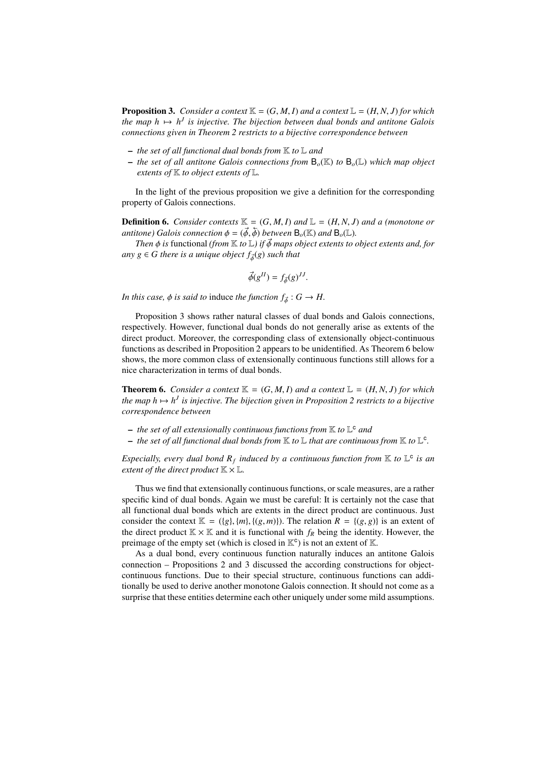**Proposition 3.** *Consider a context $\mathbb{K} = (G, M, I)$ and a context $\mathbb{L} = (H, N, J)$ for which the map $h \mapsto h^J$ is injective. The bijection between dual bonds and antitone Galois connections given in Theorem 2 restricts to a bijective correspondence between*

- *the set of all functional dual bonds from $\mathbb{K}$ to $\mathbb{L}$ and*
- *the set of all antitone Galois connections from $\mathsf{B}_o(\mathbb{K})$ to $\mathsf{B}_o(\mathbb{L})$ which map object extents of $\mathbb{K}$ to object extents of $\mathbb{L}$.*

In the light of the previous proposition we give a definition for the corresponding property of Galois connections.

**Definition 6.** *Consider contexts $\mathbb{K} = (G, M, I)$ and $\mathbb{L} = (H, N, J)$ and a (monotone or antitone) Galois connection $\phi = (\vec{\phi}, \overleftarrow{\phi})$ between $\mathsf{B}_o(\mathbb{K})$ and $\mathsf{B}_o(\mathbb{L})$.*

*Then $\phi$ is* functional *(from $\mathbb{K}$ to $\mathbb{L}$) if $\vec{\phi}$ maps object extents to object extents and, for any $g \in G$ there is a unique object $f_{\vec{\phi}}(g)$ such that*

$$\vec{\phi}(g^{II}) = f_{\vec{\phi}}(g)^{JJ}.$$

*In this case, $\phi$ is said to* induce *the function $f_{\vec{\phi}} : G \to H$.*

Proposition 3 shows rather natural classes of dual bonds and Galois connections, respectively. However, functional dual bonds do not generally arise as extents of the direct product. Moreover, the corresponding class of extensionally object-continuous functions as described in Proposition 2 appears to be unidentified. As Theorem 6 below shows, the more common class of extensionally continuous functions still allows for a nice characterization in terms of dual bonds.

**Theorem 6.** *Consider a context $\mathbb{K} = (G, M, I)$ and a context $\mathbb{L} = (H, N, J)$ for which the map $h \mapsto h^J$ is injective. The bijection given in Proposition 2 restricts to a bijective correspondence between*

- *the set of all extensionally continuous functions from $\mathbb{K}$ to $\mathbb{L}^{\mathsf{c}}$ and*
- *the set of all functional dual bonds from $\mathbb{K}$ to $\mathbb{L}$ that are continuous from $\mathbb{K}$ to $\mathbb{L}^{\mathsf{c}}$.*

*Especially, every dual bond $R_f$ induced by a continuous function from $\mathbb{K}$ to $\mathbb{L}^{\mathsf{c}}$ is an extent of the direct product $\mathbb{K} \times \mathbb{L}$.*

Thus we find that extensionally continuous functions, or scale measures, are a rather specific kind of dual bonds. Again we must be careful: It is certainly not the case that all functional dual bonds which are extents in the direct product are continuous. Just consider the context $\mathbb{K} = (\{g\}, \{m\}, \{(g, m)\})$. The relation $R = \{(g, g)\}$ is an extent of the direct product $\mathbb{K} \times \mathbb{K}$ and it is functional with $f_R$ being the identity. However, the preimage of the empty set (which is closed in $\mathbb{K}^{\mathsf{c}}$) is not an extent of $\mathbb{K}$.

As a dual bond, every continuous function naturally induces an antitone Galois connection – Propositions 2 and 3 discussed the according constructions for object-continuous functions. Due to their special structure, continuous functions can additionally be used to derive another monotone Galois connection. It should not come as a surprise that these entities determine each other uniquely under some mild assumptions.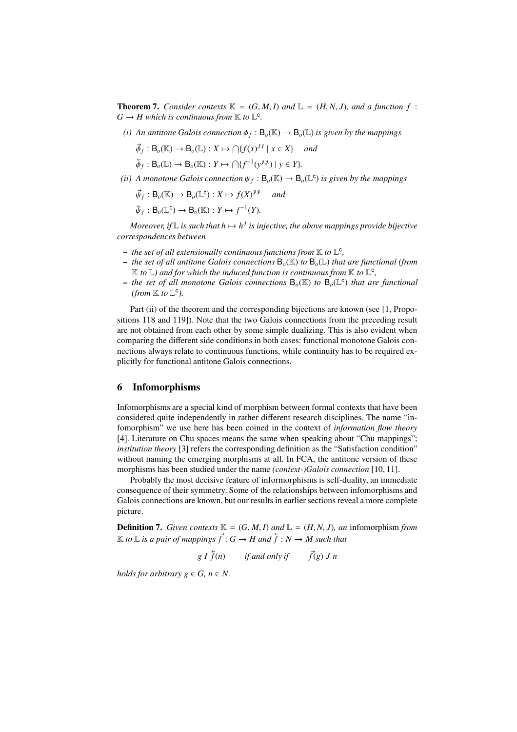**Theorem 7.** *Consider contexts $\mathbb{K} = (G, M, I)$ and $\mathbb{L} = (H, N, J)$, and a function $f : G \to H$ which is continuous from $\mathbb{K}$ to $\mathbb{L}^c$.*

*(i) An antitone Galois connection $\phi_f : \mathsf{B}_o(\mathbb{K}) \to \mathsf{B}_o(\mathbb{L})$ is given by the mappings*

$\vec{\phi}_f : \mathsf{B}_o(\mathbb{K}) \to \mathsf{B}_o(\mathbb{L}) : X \mapsto \bigcap\{f(x)^{JJ} \mid x \in X\}$ *and*

$\overleftarrow{\phi}_f : \mathsf{B}_o(\mathbb{L}) \to \mathsf{B}_o(\mathbb{K}) : Y \mapsto \bigcap\{f^{-1}(y^{\not{J}\not{J}}) \mid y \in Y\}$.

*(ii) A monotone Galois connection $\psi_f : \mathsf{B}_o(\mathbb{K}) \to \mathsf{B}_o(\mathbb{L}^c)$ is given by the mappings*

$\vec{\psi}_f : \mathsf{B}_o(\mathbb{K}) \to \mathsf{B}_o(\mathbb{L}^c) : X \mapsto f(X)^{\not{J}\not{J}}$ *and*

$\overleftarrow{\psi}_f : \mathsf{B}_o(\mathbb{L}^c) \to \mathsf{B}_o(\mathbb{K}) : Y \mapsto f^{-1}(Y)$.

*Moreover, if $\mathbb{L}$ is such that $h \mapsto h^J$ is injective, the above mappings provide bijective correspondences between*

- *the set of all extensionally continuous functions from $\mathbb{K}$ to $\mathbb{L}^c$,*
- *the set of all antitone Galois connections $\mathsf{B}_o(\mathbb{K})$ to $\mathsf{B}_o(\mathbb{L})$ that are functional (from $\mathbb{K}$ to $\mathbb{L}$) and for which the induced function is continuous from $\mathbb{K}$ to $\mathbb{L}^c$,*
- *the set of all monotone Galois connections $\mathsf{B}_o(\mathbb{K})$ to $\mathsf{B}_o(\mathbb{L}^c)$ that are functional (from $\mathbb{K}$ to $\mathbb{L}^c$).*

Part (ii) of the theorem and the corresponding bijections are known (see [1, Propositions 118 and 119]). Note that the two Galois connections from the preceding result are not obtained from each other by some simple dualizing. This is also evident when comparing the different side conditions in both cases: functional monotone Galois connections always relate to continuous functions, while continuity has to be required explicitly for functional antitone Galois connections.

## 6 Infomorphisms

Infomorphisms are a special kind of morphism between formal contexts that have been considered quite independently in rather different research disciplines. The name "infomorphism" we use here has been coined in the context of *information flow theory* [4]. Literature on Chu spaces means the same when speaking about "Chu mappings"; *institution theory* [3] refers the corresponding definition as the "Satisfaction condition" without naming the emerging morphisms at all. In FCA, the antitone version of these morphisms has been studied under the name *(context-)Galois connection* [10, 11].

Probably the most decisive feature of informorphisms is self-duality, an immediate consequence of their symmetry. Some of the relationships between infomorphisms and Galois connections are known, but our results in earlier sections reveal a more complete picture.

**Definition 7.** *Given contexts $\mathbb{K} = (G, M, I)$ and $\mathbb{L} = (H, N, J)$, an* infomorphism *from $\mathbb{K}$ to $\mathbb{L}$ is a pair of mappings $\vec{f} : G \to H$ and $\overleftarrow{f} : N \to M$ such that*

$$g \; I \; \overleftarrow{f}(n) \qquad \text{if and only if} \qquad \vec{f}(g) \; J \; n$$

*holds for arbitrary $g \in G$, $n \in N$.*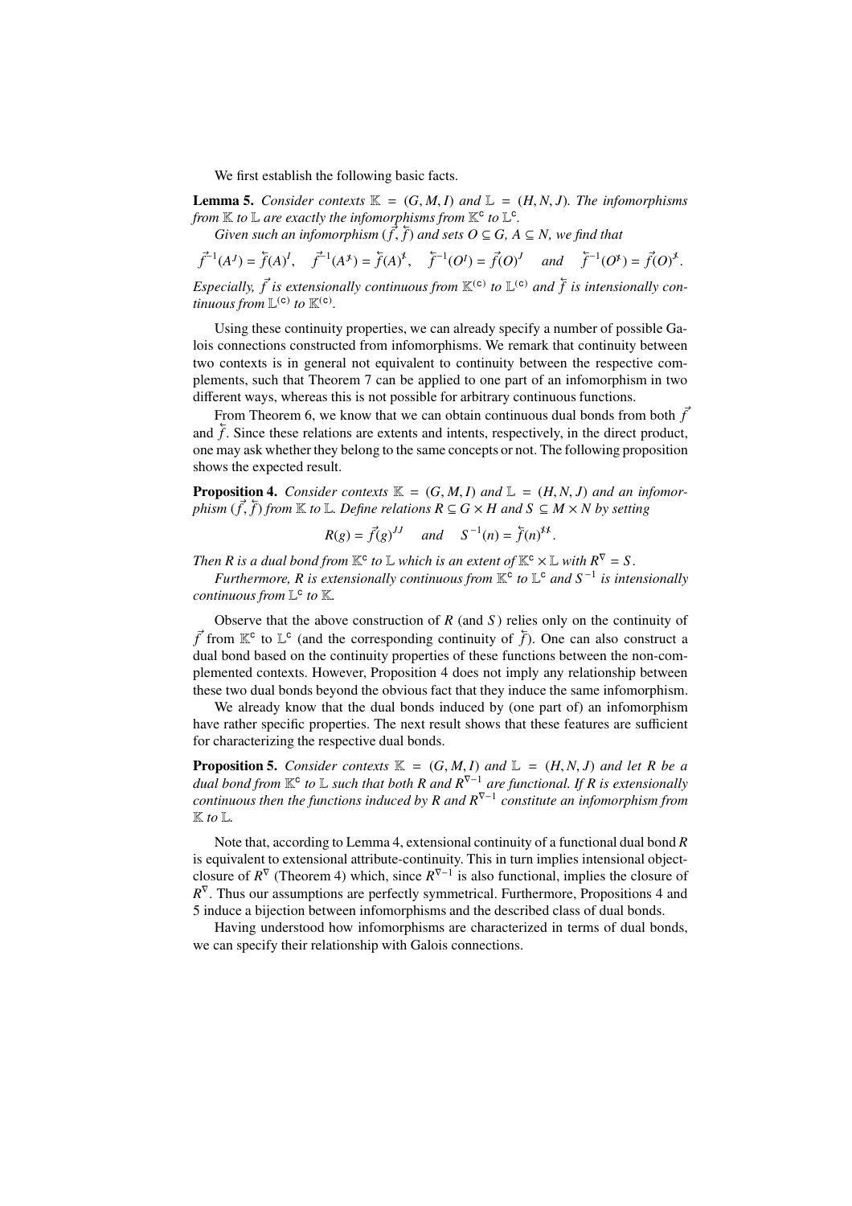We first establish the following basic facts.

**Lemma 5.** *Consider contexts $\mathbb{K} = (G, M, I)$ and $\mathbb{L} = (H, N, J)$. The infomorphisms from $\mathbb{K}$ to $\mathbb{L}$ are exactly the infomorphisms from $\mathbb{K}^{\mathsf{c}}$ to $\mathbb{L}^{\mathsf{c}}$.*

*Given such an infomorphism $(\vec{f}, \overleftarrow{f})$ and sets $O \subseteq G$, $A \subseteq N$, we find that*

$$\vec{f}^{-1}(A^J) = \overleftarrow{f}(A)^I, \quad \vec{f}^{-1}(A^{\not J}) = \overleftarrow{f}(A)^{\not I}, \quad \overleftarrow{f}^{-1}(O^I) = \vec{f}(O)^J \quad \text{and} \quad \overleftarrow{f}^{-1}(O^{\not I}) = \vec{f}(O)^{\not J}.$$

*Especially, $\vec{f}$ is extensionally continuous from $\mathbb{K}^{(\mathsf{c})}$ to $\mathbb{L}^{(\mathsf{c})}$ and $\overleftarrow{f}$ is intensionally continuous from $\mathbb{L}^{(\mathsf{c})}$ to $\mathbb{K}^{(\mathsf{c})}$.*

Using these continuity properties, we can already specify a number of possible Galois connections constructed from infomorphisms. We remark that continuity between two contexts is in general not equivalent to continuity between the respective complements, such that Theorem 7 can be applied to one part of an infomorphism in two different ways, whereas this is not possible for arbitrary continuous functions.

From Theorem 6, we know that we can obtain continuous dual bonds from both $\vec{f}$ and $\overleftarrow{f}$. Since these relations are extents and intents, respectively, in the direct product, one may ask whether they belong to the same concepts or not. The following proposition shows the expected result.

**Proposition 4.** *Consider contexts $\mathbb{K} = (G, M, I)$ and $\mathbb{L} = (H, N, J)$ and an infomorphism $(\vec{f}, \overleftarrow{f})$ from $\mathbb{K}$ to $\mathbb{L}$. Define relations $R \subseteq G \times H$ and $S \subseteq M \times N$ by setting*

$$R(g) = \vec{f}(g)^{JJ} \quad \text{and} \quad S^{-1}(n) = \overleftarrow{f}(n)^{\not I \not I}.$$

*Then $R$ is a dual bond from $\mathbb{K}^{\mathsf{c}}$ to $\mathbb{L}$ which is an extent of $\mathbb{K}^{\mathsf{c}} \times \mathbb{L}$ with $R^{\nabla} = S$.*

*Furthermore, $R$ is extensionally continuous from $\mathbb{K}^{\mathsf{c}}$ to $\mathbb{L}^{\mathsf{c}}$ and $S^{-1}$ is intensionally continuous from $\mathbb{L}^{\mathsf{c}}$ to $\mathbb{K}$.*

Observe that the above construction of $R$ (and $S$) relies only on the continuity of $\vec{f}$ from $\mathbb{K}^{\mathsf{c}}$ to $\mathbb{L}^{\mathsf{c}}$ (and the corresponding continuity of $\overleftarrow{f}$). One can also construct a dual bond based on the continuity properties of these functions between the non-complemented contexts. However, Proposition 4 does not imply any relationship between these two dual bonds beyond the obvious fact that they induce the same infomorphism.

We already know that the dual bonds induced by (one part of) an infomorphism have rather specific properties. The next result shows that these features are sufficient for characterizing the respective dual bonds.

**Proposition 5.** *Consider contexts $\mathbb{K} = (G, M, I)$ and $\mathbb{L} = (H, N, J)$ and let $R$ be a dual bond from $\mathbb{K}^{\mathsf{c}}$ to $\mathbb{L}$ such that both $R$ and $R^{\nabla-1}$ are functional. If $R$ is extensionally continuous then the functions induced by $R$ and $R^{\nabla-1}$ constitute an infomorphism from $\mathbb{K}$ to $\mathbb{L}$.*

Note that, according to Lemma 4, extensional continuity of a functional dual bond $R$ is equivalent to extensional attribute-continuity. This in turn implies intensional object-closure of $R^{\nabla}$ (Theorem 4) which, since $R^{\nabla-1}$ is also functional, implies the closure of $R^{\nabla}$. Thus our assumptions are perfectly symmetrical. Furthermore, Propositions 4 and 5 induce a bijection between infomorphisms and the described class of dual bonds.

Having understood how infomorphisms are characterized in terms of dual bonds, we can specify their relationship with Galois connections.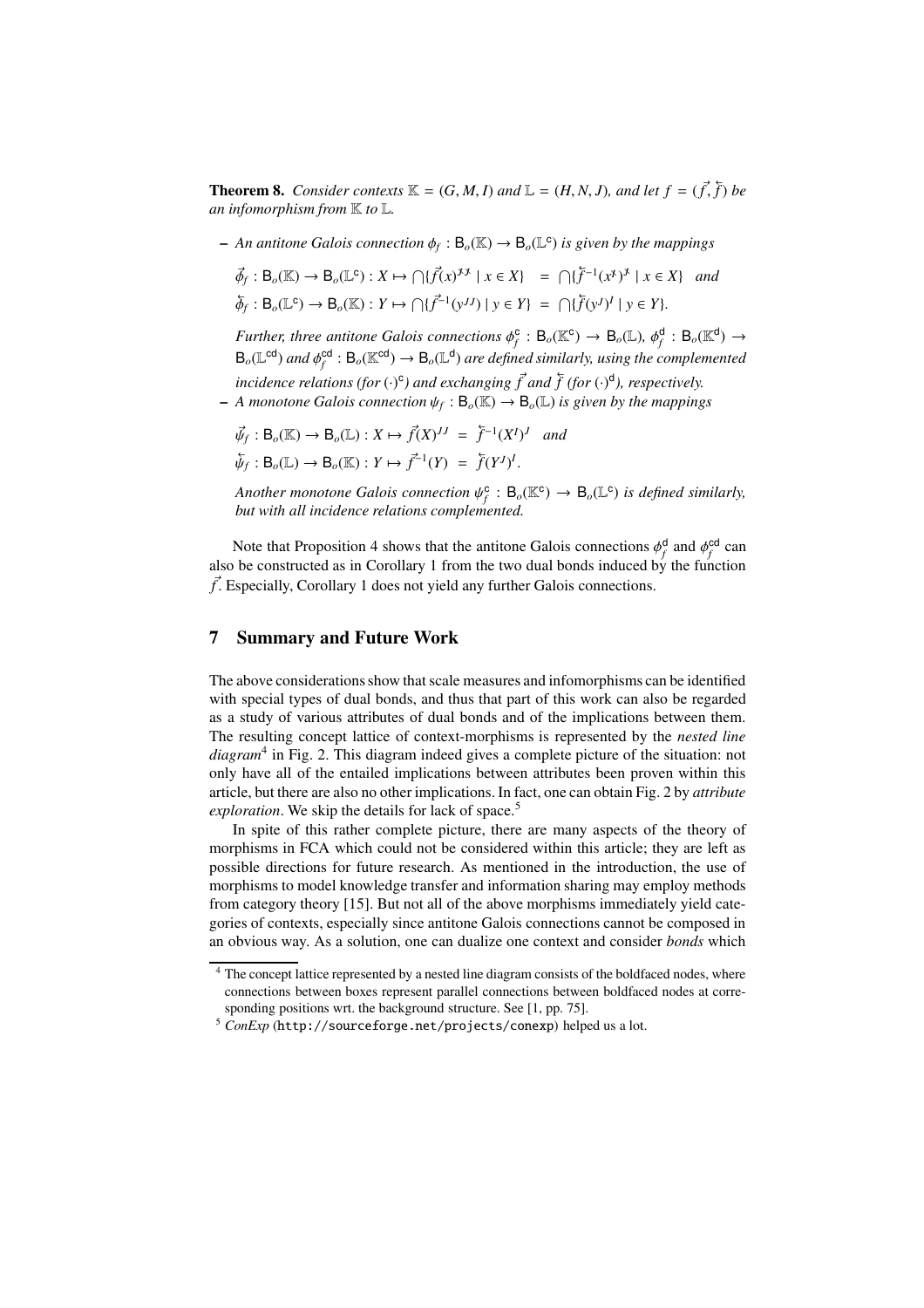**Theorem 8.** *Consider contexts $\mathbb{K} = (G, M, I)$ and $\mathbb{L} = (H, N, J)$, and let $f = (\vec{f}, \overleftarrow{f})$ be an infomorphism from $\mathbb{K}$ to $\mathbb{L}$.*

– *An antitone Galois connection $\phi_f : \mathsf{B}_o(\mathbb{K}) \to \mathsf{B}_o(\mathbb{L}^{\mathsf{c}})$ is given by the mappings*

$$\vec{\phi}_f : \mathsf{B}_o(\mathbb{K}) \to \mathsf{B}_o(\mathbb{L}^{\mathsf{c}}) : X \mapsto \bigcap\{\vec{f}(x)^{\not J \not J} \mid x \in X\} \;\; = \;\; \bigcap\{\overleftarrow{f}^{-1}(x^{\not I})^{\not J} \mid x \in X\} \quad \textit{and}$$

$$\overleftarrow{\phi}_f : \mathsf{B}_o(\mathbb{L}^{\mathsf{c}}) \to \mathsf{B}_o(\mathbb{K}) : Y \mapsto \bigcap\{\vec{f}^{-1}(y^{JJ}) \mid y \in Y\} \;\; = \;\; \bigcap\{\overleftarrow{f}(y^{J})^{I} \mid y \in Y\}.$$

*Further, three antitone Galois connections $\phi_f^{\mathsf{c}} : \mathsf{B}_o(\mathbb{K}^{\mathsf{c}}) \to \mathsf{B}_o(\mathbb{L})$, $\phi_f^{\mathsf{d}} : \mathsf{B}_o(\mathbb{K}^{\mathsf{d}}) \to \mathsf{B}_o(\mathbb{L}^{\mathsf{cd}})$ and $\phi_f^{\mathsf{cd}} : \mathsf{B}_o(\mathbb{K}^{\mathsf{cd}}) \to \mathsf{B}_o(\mathbb{L}^{\mathsf{d}})$ are defined similarly, using the complemented incidence relations (for $(\cdot)^{\mathsf{c}}$) and exchanging $\vec{f}$ and $\overleftarrow{f}$ (for $(\cdot)^{\mathsf{d}}$), respectively.*

– *A monotone Galois connection $\psi_f : \mathsf{B}_o(\mathbb{K}) \to \mathsf{B}_o(\mathbb{L})$ is given by the mappings*

$$\vec{\psi}_f : \mathsf{B}_o(\mathbb{K}) \to \mathsf{B}_o(\mathbb{L}) : X \mapsto \vec{f}(X)^{JJ} \;\; = \;\; \overleftarrow{f}^{-1}(X^{I})^{J} \quad \textit{and}$$

$$\overleftarrow{\psi}_f : \mathsf{B}_o(\mathbb{L}) \to \mathsf{B}_o(\mathbb{K}) : Y \mapsto \vec{f}^{-1}(Y) \;\; = \;\; \overleftarrow{f}(Y^{J})^{I}.$$

*Another monotone Galois connection $\psi_f^{\mathsf{c}} : \mathsf{B}_o(\mathbb{K}^{\mathsf{c}}) \to \mathsf{B}_o(\mathbb{L}^{\mathsf{c}})$ is defined similarly, but with all incidence relations complemented.*

Note that Proposition 4 shows that the antitone Galois connections $\phi_f^{\mathsf{d}}$ and $\phi_f^{\mathsf{cd}}$ can also be constructed as in Corollary 1 from the two dual bonds induced by the function $\vec{f}$. Especially, Corollary 1 does not yield any further Galois connections.

## 7 Summary and Future Work

The above considerations show that scale measures and infomorphisms can be identified with special types of dual bonds, and thus that part of this work can also be regarded as a study of various attributes of dual bonds and of the implications between them. The resulting concept lattice of context-morphisms is represented by the *nested line diagram*[4] in Fig. 2. This diagram indeed gives a complete picture of the situation: not only have all of the entailed implications between attributes been proven within this article, but there are also no other implications. In fact, one can obtain Fig. 2 by *attribute exploration*. We skip the details for lack of space.[5]

In spite of this rather complete picture, there are many aspects of the theory of morphisms in FCA which could not be considered within this article; they are left as possible directions for future research. As mentioned in the introduction, the use of morphisms to model knowledge transfer and information sharing may employ methods from category theory [15]. But not all of the above morphisms immediately yield categories of contexts, especially since antitone Galois connections cannot be composed in an obvious way. As a solution, one can dualize one context and consider *bonds* which

[4] The concept lattice represented by a nested line diagram consists of the boldfaced nodes, where connections between boxes represent parallel connections between boldfaced nodes at corresponding positions wrt. the background structure. See [1, pp. 75].

[5] *ConExp* (http://sourceforge.net/projects/conexp) helped us a lot.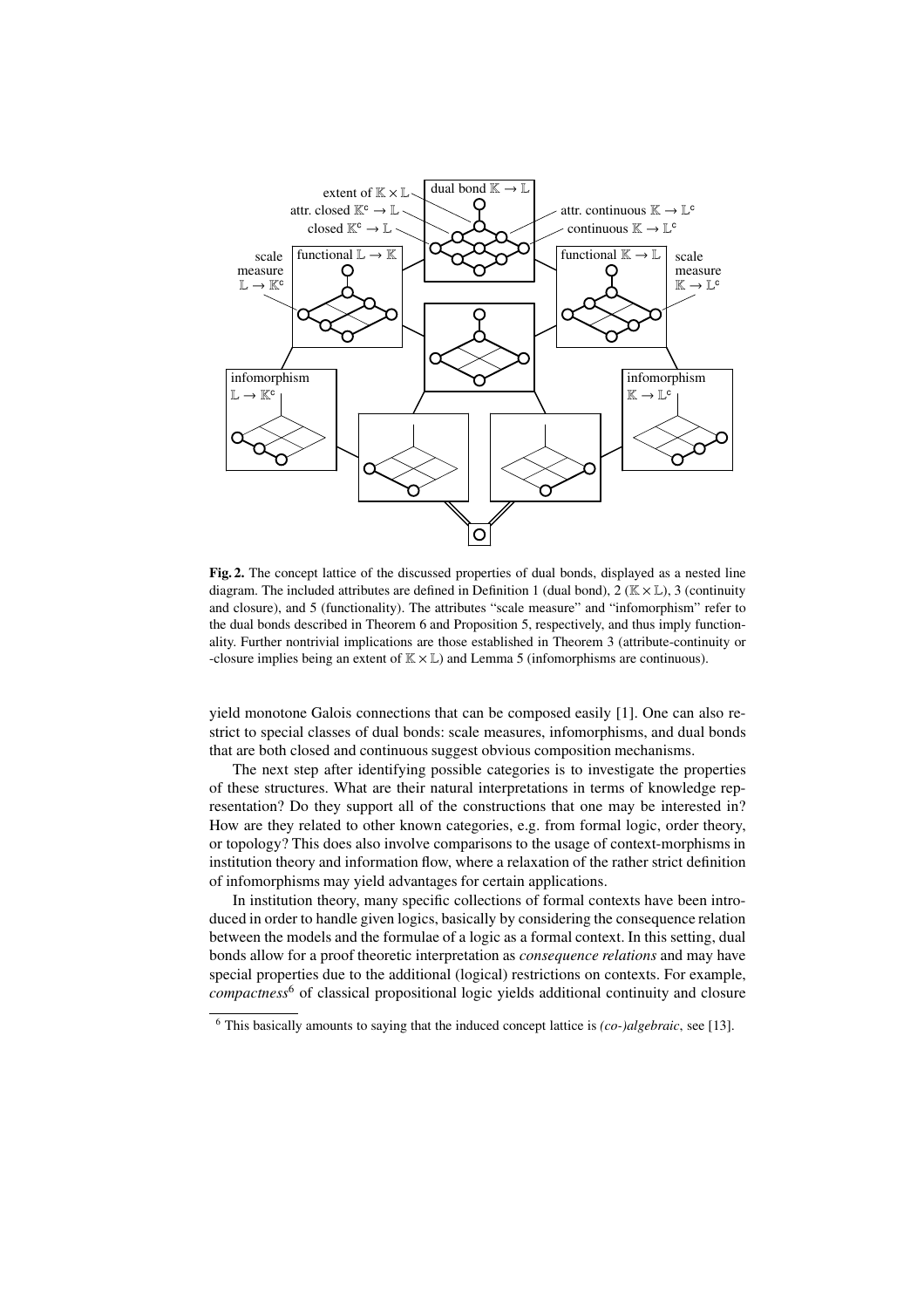**Fig. 2.** The concept lattice of the discussed properties of dual bonds, displayed as a nested line diagram. The included attributes are defined in Definition 1 (dual bond), 2 ($\mathbb{K} \times \mathbb{L}$), 3 (continuity and closure), and 5 (functionality). The attributes "scale measure" and "infomorphism" refer to the dual bonds described in Theorem 6 and Proposition 5, respectively, and thus imply functionality. Further nontrivial implications are those established in Theorem 3 (attribute-continuity or -closure implies being an extent of $\mathbb{K} \times \mathbb{L}$) and Lemma 5 (infomorphisms are continuous).

yield monotone Galois connections that can be composed easily [1]. One can also restrict to special classes of dual bonds: scale measures, infomorphisms, and dual bonds that are both closed and continuous suggest obvious composition mechanisms.

The next step after identifying possible categories is to investigate the properties of these structures. What are their natural interpretations in terms of knowledge representation? Do they support all of the constructions that one may be interested in? How are they related to other known categories, e.g. from formal logic, order theory, or topology? This does also involve comparisons to the usage of context-morphisms in institution theory and information flow, where a relaxation of the rather strict definition of infomorphisms may yield advantages for certain applications.

In institution theory, many specific collections of formal contexts have been introduced in order to handle given logics, basically by considering the consequence relation between the models and the formulae of a logic as a formal context. In this setting, dual bonds allow for a proof theoretic interpretation as *consequence relations* and may have special properties due to the additional (logical) restrictions on contexts. For example, *compactness*[6] of classical propositional logic yields additional continuity and closure

[6] This basically amounts to saying that the induced concept lattice is *(co-)algebraic*, see [13].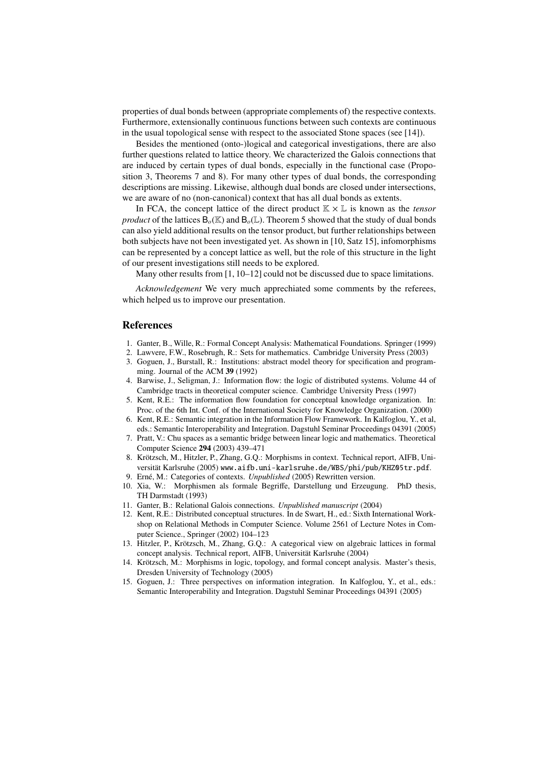properties of dual bonds between (appropriate complements of) the respective contexts. Furthermore, extensionally continuous functions between such contexts are continuous in the usual topological sense with respect to the associated Stone spaces (see [14]).

Besides the mentioned (onto-)logical and categorical investigations, there are also further questions related to lattice theory. We characterized the Galois connections that are induced by certain types of dual bonds, especially in the functional case (Proposition 3, Theorems 7 and 8). For many other types of dual bonds, the corresponding descriptions are missing. Likewise, although dual bonds are closed under intersections, we are aware of no (non-canonical) context that has all dual bonds as extents.

In FCA, the concept lattice of the direct product $\mathbb{K} \times \mathbb{L}$ is known as the *tensor product* of the lattices $\mathsf{B}_o(\mathbb{K})$ and $\mathsf{B}_o(\mathbb{L})$. Theorem 5 showed that the study of dual bonds can also yield additional results on the tensor product, but further relationships between both subjects have not been investigated yet. As shown in [10, Satz 15], infomorphisms can be represented by a concept lattice as well, but the role of this structure in the light of our present investigations still needs to be explored.

Many other results from [1, 10–12] could not be discussed due to space limitations.

*Acknowledgement* We very much apprechiated some comments by the referees, which helped us to improve our presentation.

## References

1. Ganter, B., Wille, R.: Formal Concept Analysis: Mathematical Foundations. Springer (1999)
2. Lawvere, F.W., Rosebrugh, R.: Sets for mathematics. Cambridge University Press (2003)
3. Goguen, J., Burstall, R.: Institutions: abstract model theory for specification and programming. Journal of the ACM **39** (1992)
4. Barwise, J., Seligman, J.: Information flow: the logic of distributed systems. Volume 44 of Cambridge tracts in theoretical computer science. Cambridge University Press (1997)
5. Kent, R.E.: The information flow foundation for conceptual knowledge organization. In: Proc. of the 6th Int. Conf. of the International Society for Knowledge Organization. (2000)
6. Kent, R.E.: Semantic integration in the Information Flow Framework. In Kalfoglou, Y., et al, eds.: Semantic Interoperability and Integration. Dagstuhl Seminar Proceedings 04391 (2005)
7. Pratt, V.: Chu spaces as a semantic bridge between linear logic and mathematics. Theoretical Computer Science **294** (2003) 439–471
8. Krötzsch, M., Hitzler, P., Zhang, G.Q.: Morphisms in context. Technical report, AIFB, Universität Karlsruhe (2005) www.aifb.uni-karlsruhe.de/WBS/phi/pub/KHZ05tr.pdf.
9. Erné, M.: Categories of contexts. *Unpublished* (2005) Rewritten version.
10. Xia, W.: Morphismen als formale Begriffe, Darstellung und Erzeugung. PhD thesis, TH Darmstadt (1993)
11. Ganter, B.: Relational Galois connections. *Unpublished manuscript* (2004)
12. Kent, R.E.: Distributed conceptual structures. In de Swart, H., ed.: Sixth International Workshop on Relational Methods in Computer Science. Volume 2561 of Lecture Notes in Computer Science., Springer (2002) 104–123
13. Hitzler, P., Krötzsch, M., Zhang, G.Q.: A categorical view on algebraic lattices in formal concept analysis. Technical report, AIFB, Universität Karlsruhe (2004)
14. Krötzsch, M.: Morphisms in logic, topology, and formal concept analysis. Master's thesis, Dresden University of Technology (2005)
15. Goguen, J.: Three perspectives on information integration. In Kalfoglou, Y., et al., eds.: Semantic Interoperability and Integration. Dagstuhl Seminar Proceedings 04391 (2005)